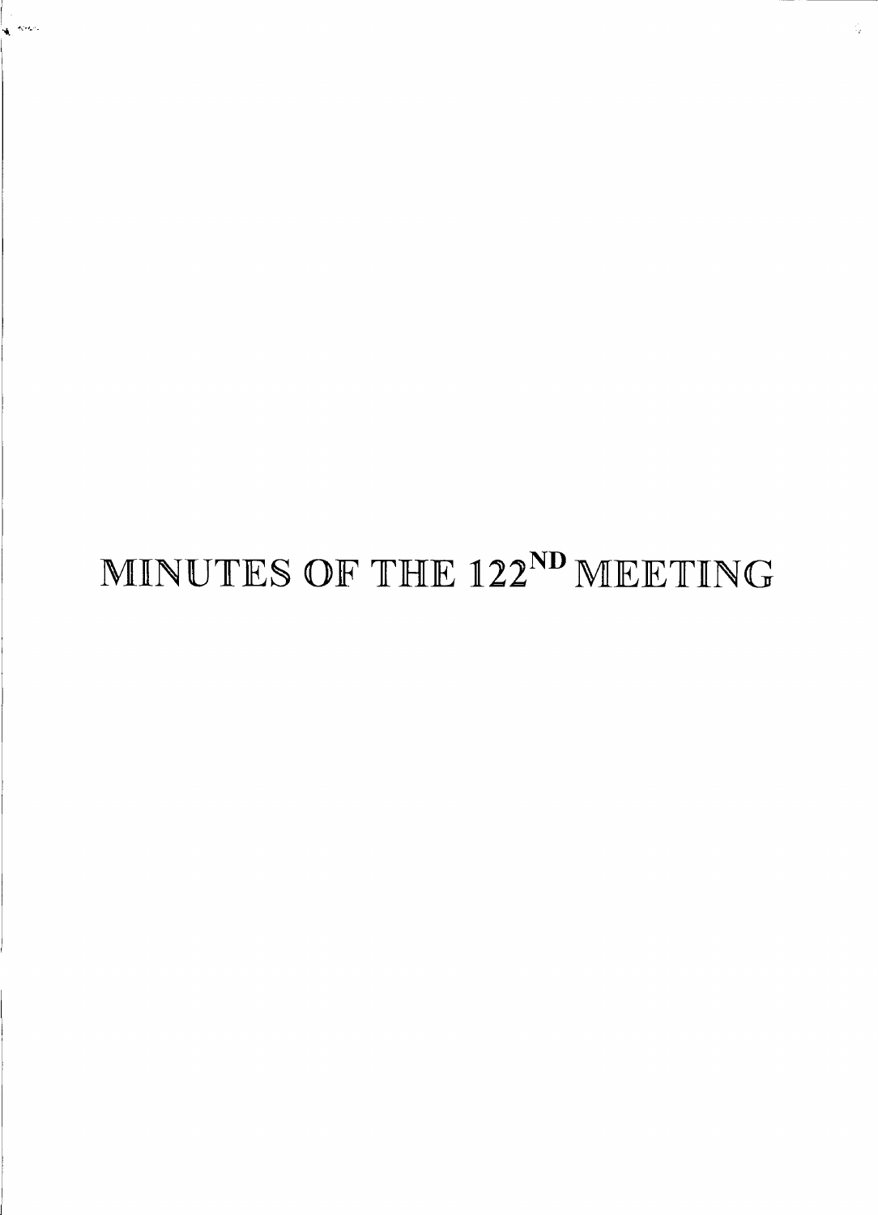# MINUTES OF THE 122[ND] MEETING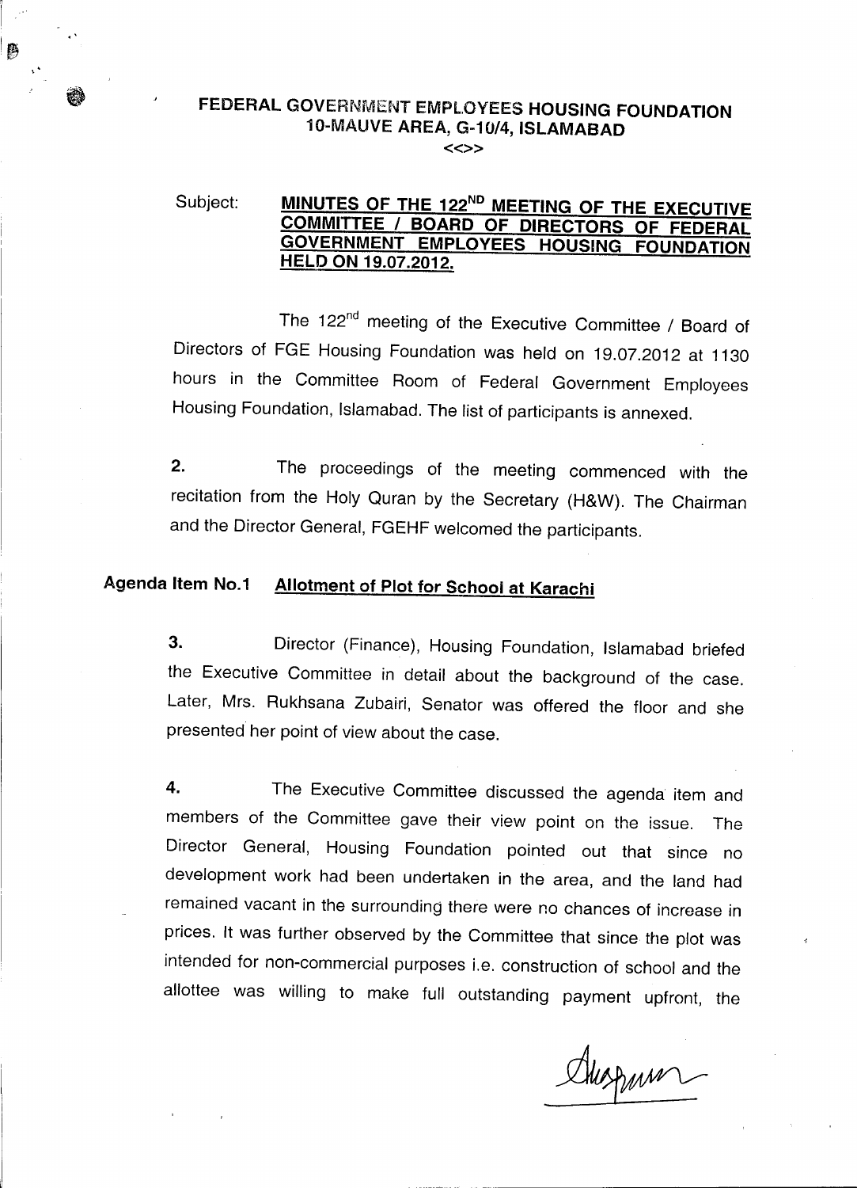**FEDERAL GOVERNMENT EMPLOYEES HOUSING FOUNDATION**
**10-MAUVE AREA, G-10/4, ISLAMABAD**
<<>>

Subject: **MINUTES OF THE 122[ND] MEETING OF THE EXECUTIVE COMMITTEE / BOARD OF DIRECTORS OF FEDERAL GOVERNMENT EMPLOYEES HOUSING FOUNDATION HELD ON 19.07.2012.**

The 122[nd] meeting of the Executive Committee / Board of Directors of FGE Housing Foundation was held on 19.07.2012 at 1130 hours in the Committee Room of Federal Government Employees Housing Foundation, Islamabad. The list of participants is annexed.

2. The proceedings of the meeting commenced with the recitation from the Holy Quran by the Secretary (H&W). The Chairman and the Director General, FGEHF welcomed the participants.

**Agenda Item No.1 Allotment of Plot for School at Karachi**

3. Director (Finance), Housing Foundation, Islamabad briefed the Executive Committee in detail about the background of the case. Later, Mrs. Rukhsana Zubairi, Senator was offered the floor and she presented her point of view about the case.

4. The Executive Committee discussed the agenda item and members of the Committee gave their view point on the issue. The Director General, Housing Foundation pointed out that since no development work had been undertaken in the area, and the land had remained vacant in the surrounding there were no chances of increase in prices. It was further observed by the Committee that since the plot was intended for non-commercial purposes i.e. construction of school and the allottee was willing to make full outstanding payment upfront, the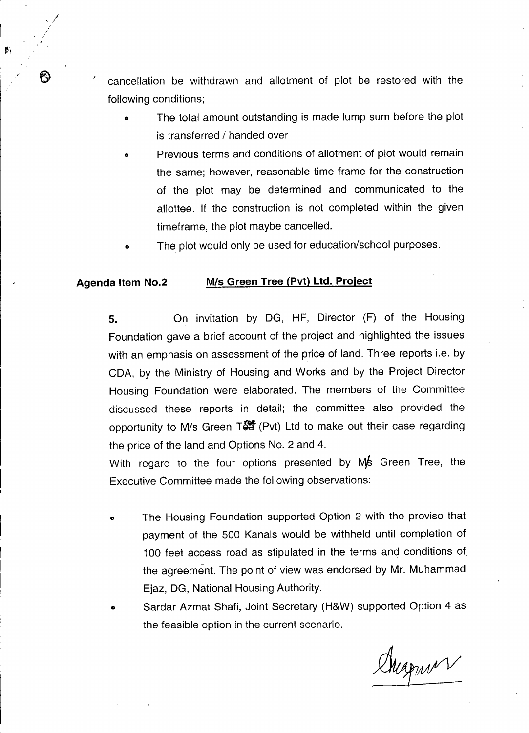cancellation be withdrawn and allotment of plot be restored with the following conditions;

- The total amount outstanding is made lump sum before the plot is transferred / handed over
- Previous terms and conditions of allotment of plot would remain the same; however, reasonable time frame for the construction of the plot may be determined and communicated to the allottee. If the construction is not completed within the given timeframe, the plot maybe cancelled.
- The plot would only be used for education/school purposes.

**Agenda Item No.2** **M/s Green Tree (Pvt) Ltd. Project**

**5.** On invitation by DG, HF, Director (F) of the Housing Foundation gave a brief account of the project and highlighted the issues with an emphasis on assessment of the price of land. Three reports i.e. by CDA, by the Ministry of Housing and Works and by the Project Director Housing Foundation were elaborated. The members of the Committee discussed these reports in detail; the committee also provided the opportunity to M/s Green Tree (Pvt) Ltd to make out their case regarding the price of the land and Options No. 2 and 4.

With regard to the four options presented by M/s Green Tree, the Executive Committee made the following observations:

- The Housing Foundation supported Option 2 with the proviso that payment of the 500 Kanals would be withheld until completion of 100 feet access road as stipulated in the terms and conditions of the agreement. The point of view was endorsed by Mr. Muhammad Ejaz, DG, National Housing Authority.
- Sardar Azmat Shafi, Joint Secretary (H&W) supported Option 4 as the feasible option in the current scenario.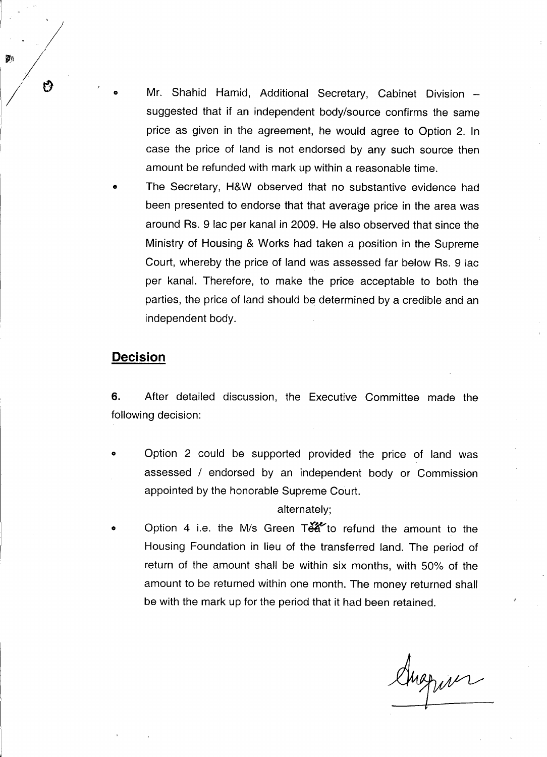- Mr. Shahid Hamid, Additional Secretary, Cabinet Division – suggested that if an independent body/source confirms the same price as given in the agreement, he would agree to Option 2. In case the price of land is not endorsed by any such source then amount be refunded with mark up within a reasonable time.
- The Secretary, H&W observed that no substantive evidence had been presented to endorse that that average price in the area was around Rs. 9 lac per kanal in 2009. He also observed that since the Ministry of Housing & Works had taken a position in the Supreme Court, whereby the price of land was assessed far below Rs. 9 lac per kanal. Therefore, to make the price acceptable to both the parties, the price of land should be determined by a credible and an independent body.

## Decision

**6.** After detailed discussion, the Executive Committee made the following decision:

- Option 2 could be supported provided the price of land was assessed / endorsed by an independent body or Commission appointed by the honorable Supreme Court.

  alternately;

- Option 4 i.e. the M/s Green Tree to refund the amount to the Housing Foundation in lieu of the transferred land. The period of return of the amount shall be within six months, with 50% of the amount to be returned within one month. The money returned shall be with the mark up for the period that it had been retained.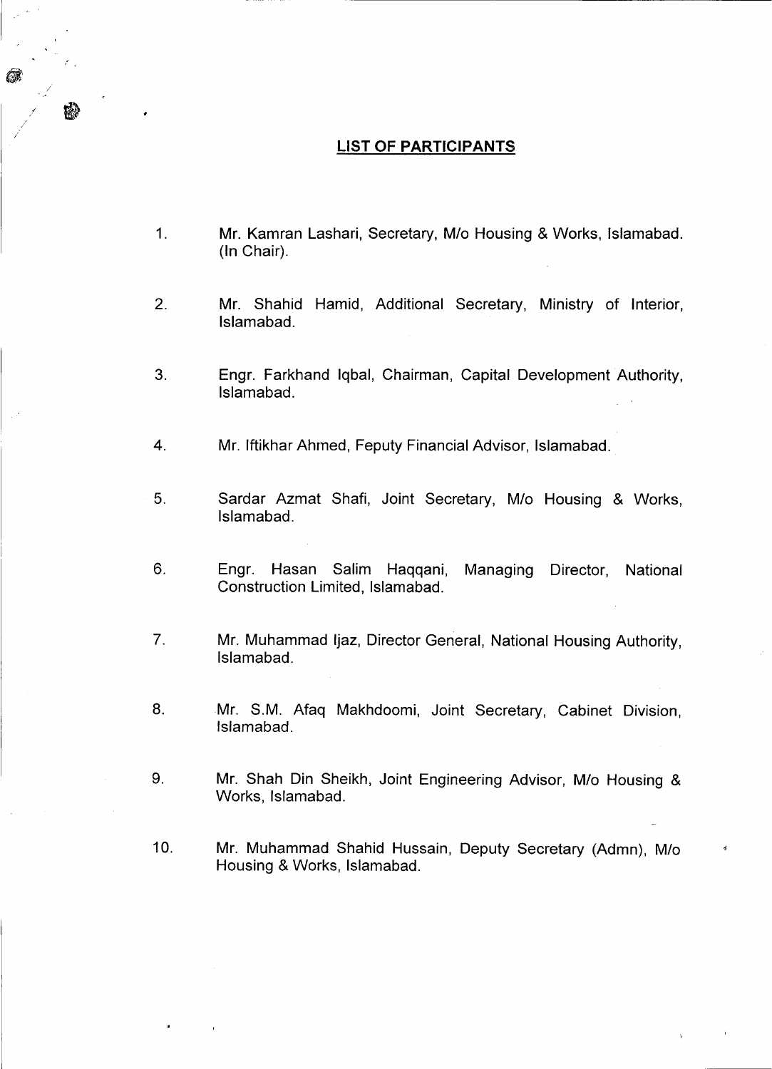## LIST OF PARTICIPANTS

1. Mr. Kamran Lashari, Secretary, M/o Housing & Works, Islamabad. (In Chair).

2. Mr. Shahid Hamid, Additional Secretary, Ministry of Interior, Islamabad.

3. Engr. Farkhand Iqbal, Chairman, Capital Development Authority, Islamabad.

4. Mr. Iftikhar Ahmed, Feputy Financial Advisor, Islamabad.

5. Sardar Azmat Shafi, Joint Secretary, M/o Housing & Works, Islamabad.

6. Engr. Hasan Salim Haqqani, Managing Director, National Construction Limited, Islamabad.

7. Mr. Muhammad Ijaz, Director General, National Housing Authority, Islamabad.

8. Mr. S.M. Afaq Makhdoomi, Joint Secretary, Cabinet Division, Islamabad.

9. Mr. Shah Din Sheikh, Joint Engineering Advisor, M/o Housing & Works, Islamabad.

10. Mr. Muhammad Shahid Hussain, Deputy Secretary (Admn), M/o Housing & Works, Islamabad.